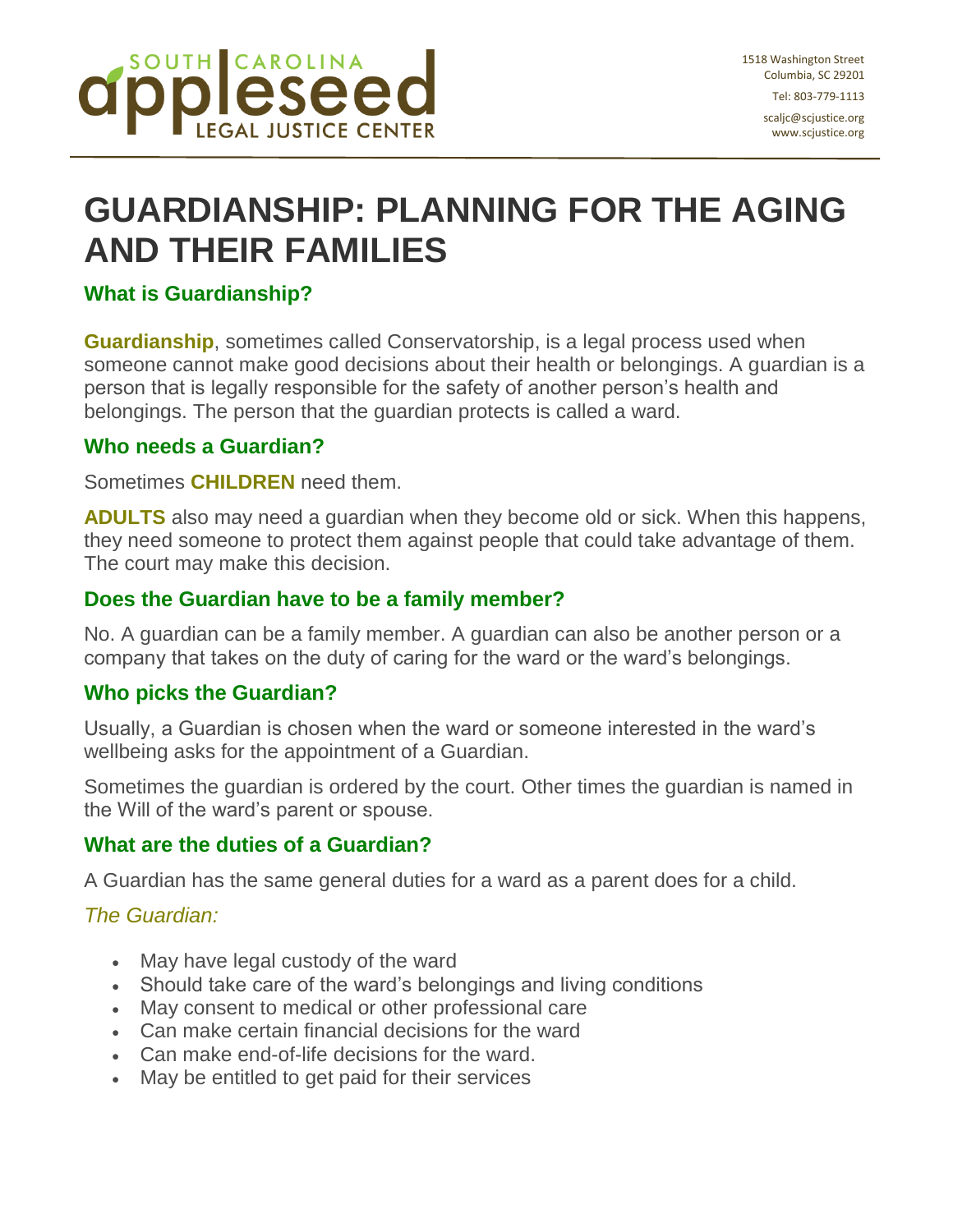SOUTH CAROLINA appleseed LEGAL JUSTICE CENTER

1518 Washington Street
Columbia, SC 29201
Tel: 803-779-1113
scaljc@scjustice.org
www.scjustice.org

# GUARDIANSHIP: PLANNING FOR THE AGING AND THEIR FAMILIES

## What is Guardianship?

**Guardianship**, sometimes called Conservatorship, is a legal process used when someone cannot make good decisions about their health or belongings. A guardian is a person that is legally responsible for the safety of another person's health and belongings. The person that the guardian protects is called a ward.

## Who needs a Guardian?

Sometimes **CHILDREN** need them.

**ADULTS** also may need a guardian when they become old or sick. When this happens, they need someone to protect them against people that could take advantage of them. The court may make this decision.

## Does the Guardian have to be a family member?

No. A guardian can be a family member. A guardian can also be another person or a company that takes on the duty of caring for the ward or the ward's belongings.

## Who picks the Guardian?

Usually, a Guardian is chosen when the ward or someone interested in the ward's wellbeing asks for the appointment of a Guardian.

Sometimes the guardian is ordered by the court. Other times the guardian is named in the Will of the ward's parent or spouse.

## What are the duties of a Guardian?

A Guardian has the same general duties for a ward as a parent does for a child.

*The Guardian:*

- May have legal custody of the ward
- Should take care of the ward's belongings and living conditions
- May consent to medical or other professional care
- Can make certain financial decisions for the ward
- Can make end-of-life decisions for the ward.
- May be entitled to get paid for their services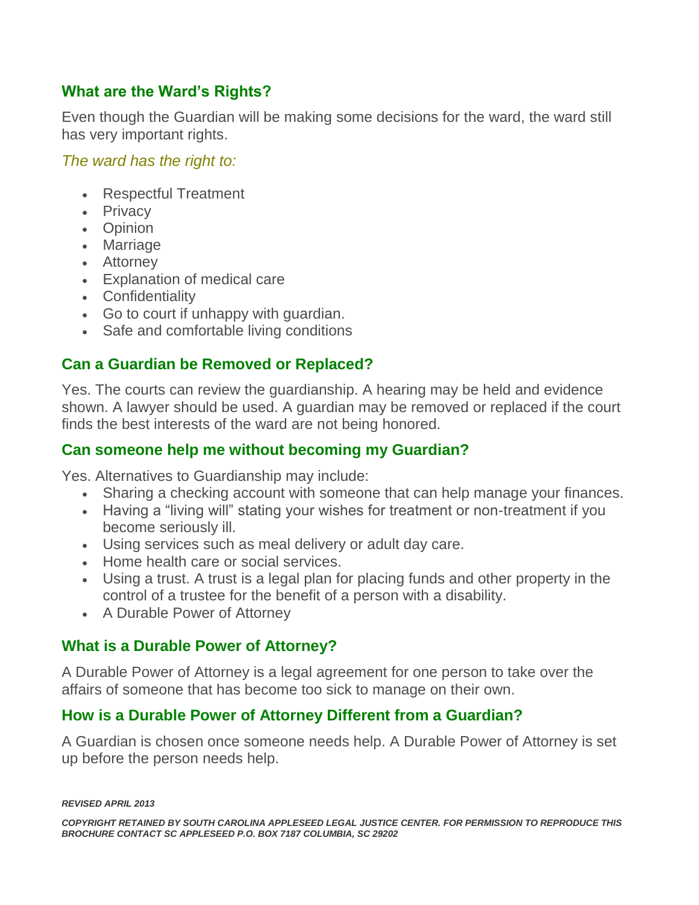## What are the Ward's Rights?

Even though the Guardian will be making some decisions for the ward, the ward still has very important rights.

*The ward has the right to:*

- Respectful Treatment
- Privacy
- Opinion
- Marriage
- Attorney
- Explanation of medical care
- Confidentiality
- Go to court if unhappy with guardian.
- Safe and comfortable living conditions

## Can a Guardian be Removed or Replaced?

Yes. The courts can review the guardianship. A hearing may be held and evidence shown. A lawyer should be used. A guardian may be removed or replaced if the court finds the best interests of the ward are not being honored.

## Can someone help me without becoming my Guardian?

Yes. Alternatives to Guardianship may include:

- Sharing a checking account with someone that can help manage your finances.
- Having a "living will" stating your wishes for treatment or non-treatment if you become seriously ill.
- Using services such as meal delivery or adult day care.
- Home health care or social services.
- Using a trust. A trust is a legal plan for placing funds and other property in the control of a trustee for the benefit of a person with a disability.
- A Durable Power of Attorney

## What is a Durable Power of Attorney?

A Durable Power of Attorney is a legal agreement for one person to take over the affairs of someone that has become too sick to manage on their own.

## How is a Durable Power of Attorney Different from a Guardian?

A Guardian is chosen once someone needs help. A Durable Power of Attorney is set up before the person needs help.

***REVISED APRIL 2013***

***COPYRIGHT RETAINED BY SOUTH CAROLINA APPLESEED LEGAL JUSTICE CENTER. FOR PERMISSION TO REPRODUCE THIS BROCHURE CONTACT SC APPLESEED P.O. BOX 7187 COLUMBIA, SC 29202***